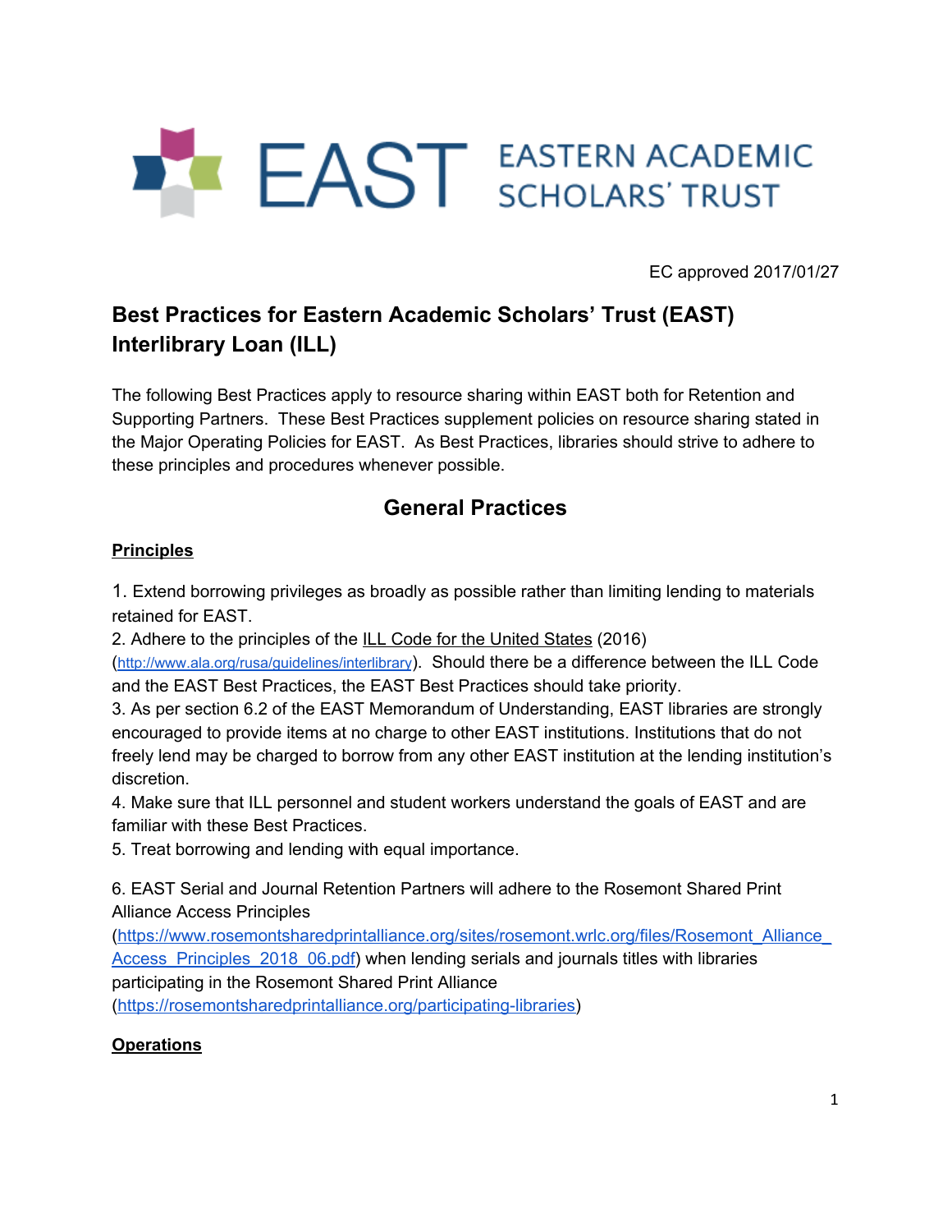EAST EASTERN ACADEMIC SCHOLARS' TRUST

EC approved 2017/01/27

# Best Practices for Eastern Academic Scholars' Trust (EAST) Interlibrary Loan (ILL)

The following Best Practices apply to resource sharing within EAST both for Retention and Supporting Partners. These Best Practices supplement policies on resource sharing stated in the Major Operating Policies for EAST. As Best Practices, libraries should strive to adhere to these principles and procedures whenever possible.

## General Practices

### Principles

1. Extend borrowing privileges as broadly as possible rather than limiting lending to materials retained for EAST.
2. Adhere to the principles of the ILL Code for the United States (2016) (http://www.ala.org/rusa/guidelines/interlibrary). Should there be a difference between the ILL Code and the EAST Best Practices, the EAST Best Practices should take priority.
3. As per section 6.2 of the EAST Memorandum of Understanding, EAST libraries are strongly encouraged to provide items at no charge to other EAST institutions. Institutions that do not freely lend may be charged to borrow from any other EAST institution at the lending institution's discretion.
4. Make sure that ILL personnel and student workers understand the goals of EAST and are familiar with these Best Practices.
5. Treat borrowing and lending with equal importance.

6. EAST Serial and Journal Retention Partners will adhere to the Rosemont Shared Print Alliance Access Principles (https://www.rosemontsharedprintalliance.org/sites/rosemont.wrlc.org/files/Rosemont_Alliance_Access_Principles_2018_06.pdf) when lending serials and journals titles with libraries participating in the Rosemont Shared Print Alliance (https://rosemontsharedprintalliance.org/participating-libraries)

### Operations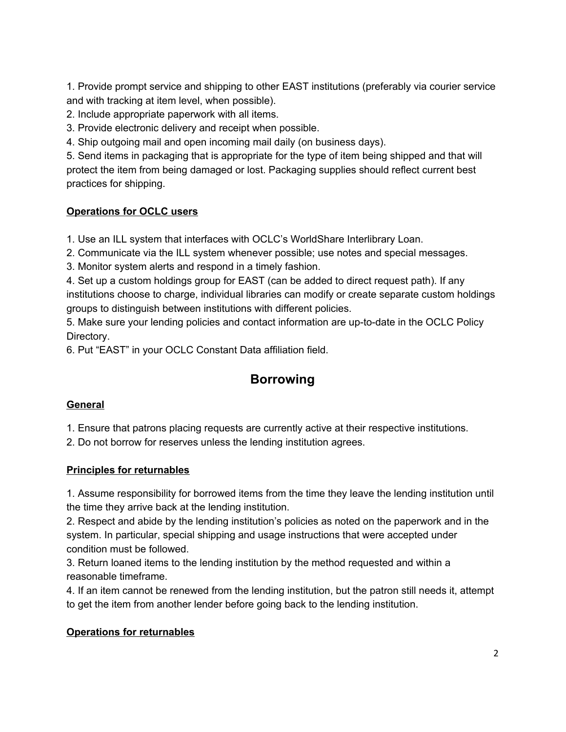1. Provide prompt service and shipping to other EAST institutions (preferably via courier service and with tracking at item level, when possible).
2. Include appropriate paperwork with all items.
3. Provide electronic delivery and receipt when possible.
4. Ship outgoing mail and open incoming mail daily (on business days).
5. Send items in packaging that is appropriate for the type of item being shipped and that will protect the item from being damaged or lost. Packaging supplies should reflect current best practices for shipping.

**Operations for OCLC users**

1. Use an ILL system that interfaces with OCLC's WorldShare Interlibrary Loan.
2. Communicate via the ILL system whenever possible; use notes and special messages.
3. Monitor system alerts and respond in a timely fashion.
4. Set up a custom holdings group for EAST (can be added to direct request path). If any institutions choose to charge, individual libraries can modify or create separate custom holdings groups to distinguish between institutions with different policies.
5. Make sure your lending policies and contact information are up-to-date in the OCLC Policy Directory.
6. Put "EAST" in your OCLC Constant Data affiliation field.

## Borrowing

**General**

1. Ensure that patrons placing requests are currently active at their respective institutions.
2. Do not borrow for reserves unless the lending institution agrees.

**Principles for returnables**

1. Assume responsibility for borrowed items from the time they leave the lending institution until the time they arrive back at the lending institution.
2. Respect and abide by the lending institution's policies as noted on the paperwork and in the system. In particular, special shipping and usage instructions that were accepted under condition must be followed.
3. Return loaned items to the lending institution by the method requested and within a reasonable timeframe.
4. If an item cannot be renewed from the lending institution, but the patron still needs it, attempt to get the item from another lender before going back to the lending institution.

**Operations for returnables**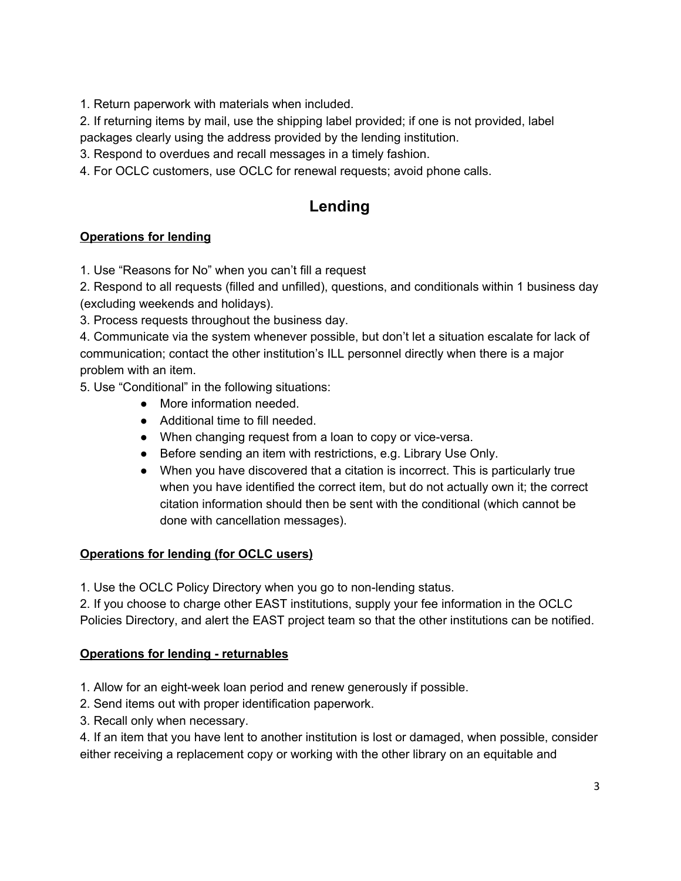1. Return paperwork with materials when included.
2. If returning items by mail, use the shipping label provided; if one is not provided, label packages clearly using the address provided by the lending institution.
3. Respond to overdues and recall messages in a timely fashion.
4. For OCLC customers, use OCLC for renewal requests; avoid phone calls.

## Lending

**Operations for lending**

1. Use “Reasons for No” when you can’t fill a request
2. Respond to all requests (filled and unfilled), questions, and conditionals within 1 business day (excluding weekends and holidays).
3. Process requests throughout the business day.
4. Communicate via the system whenever possible, but don’t let a situation escalate for lack of communication; contact the other institution’s ILL personnel directly when there is a major problem with an item.
5. Use “Conditional” in the following situations:
    - More information needed.
    - Additional time to fill needed.
    - When changing request from a loan to copy or vice-versa.
    - Before sending an item with restrictions, e.g. Library Use Only.
    - When you have discovered that a citation is incorrect. This is particularly true when you have identified the correct item, but do not actually own it; the correct citation information should then be sent with the conditional (which cannot be done with cancellation messages).

**Operations for lending (for OCLC users)**

1. Use the OCLC Policy Directory when you go to non-lending status.
2. If you choose to charge other EAST institutions, supply your fee information in the OCLC Policies Directory, and alert the EAST project team so that the other institutions can be notified.

**Operations for lending - returnables**

1. Allow for an eight-week loan period and renew generously if possible.
2. Send items out with proper identification paperwork.
3. Recall only when necessary.
4. If an item that you have lent to another institution is lost or damaged, when possible, consider either receiving a replacement copy or working with the other library on an equitable and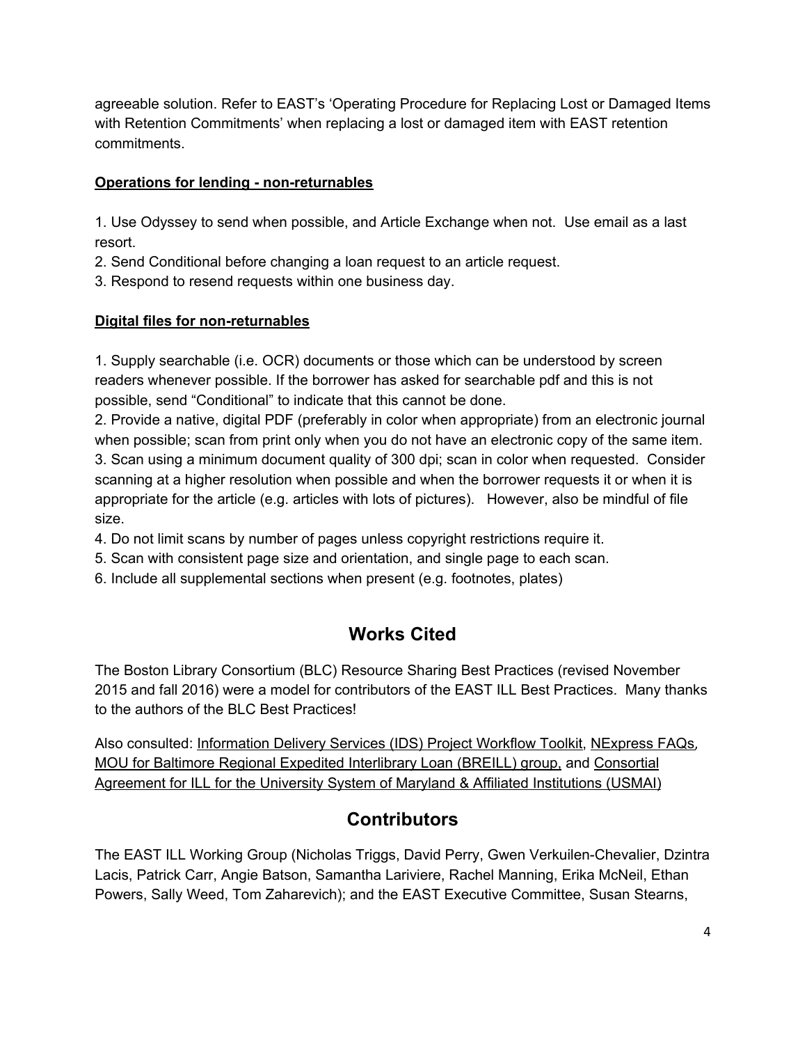agreeable solution. Refer to EAST's 'Operating Procedure for Replacing Lost or Damaged Items with Retention Commitments' when replacing a lost or damaged item with EAST retention commitments.

**Operations for lending - non-returnables**

1. Use Odyssey to send when possible, and Article Exchange when not. Use email as a last resort.
2. Send Conditional before changing a loan request to an article request.
3. Respond to resend requests within one business day.

**Digital files for non-returnables**

1. Supply searchable (i.e. OCR) documents or those which can be understood by screen readers whenever possible. If the borrower has asked for searchable pdf and this is not possible, send "Conditional" to indicate that this cannot be done.
2. Provide a native, digital PDF (preferably in color when appropriate) from an electronic journal when possible; scan from print only when you do not have an electronic copy of the same item.
3. Scan using a minimum document quality of 300 dpi; scan in color when requested. Consider scanning at a higher resolution when possible and when the borrower requests it or when it is appropriate for the article (e.g. articles with lots of pictures). However, also be mindful of file size.
4. Do not limit scans by number of pages unless copyright restrictions require it.
5. Scan with consistent page size and orientation, and single page to each scan.
6. Include all supplemental sections when present (e.g. footnotes, plates)

## Works Cited

The Boston Library Consortium (BLC) Resource Sharing Best Practices (revised November 2015 and fall 2016) were a model for contributors of the EAST ILL Best Practices. Many thanks to the authors of the BLC Best Practices!

Also consulted: Information Delivery Services (IDS) Project Workflow Toolkit, NExpress FAQs, MOU for Baltimore Regional Expedited Interlibrary Loan (BREILL) group, and Consortial Agreement for ILL for the University System of Maryland & Affiliated Institutions (USMAI)

## Contributors

The EAST ILL Working Group (Nicholas Triggs, David Perry, Gwen Verkuilen-Chevalier, Dzintra Lacis, Patrick Carr, Angie Batson, Samantha Lariviere, Rachel Manning, Erika McNeil, Ethan Powers, Sally Weed, Tom Zaharevich); and the EAST Executive Committee, Susan Stearns,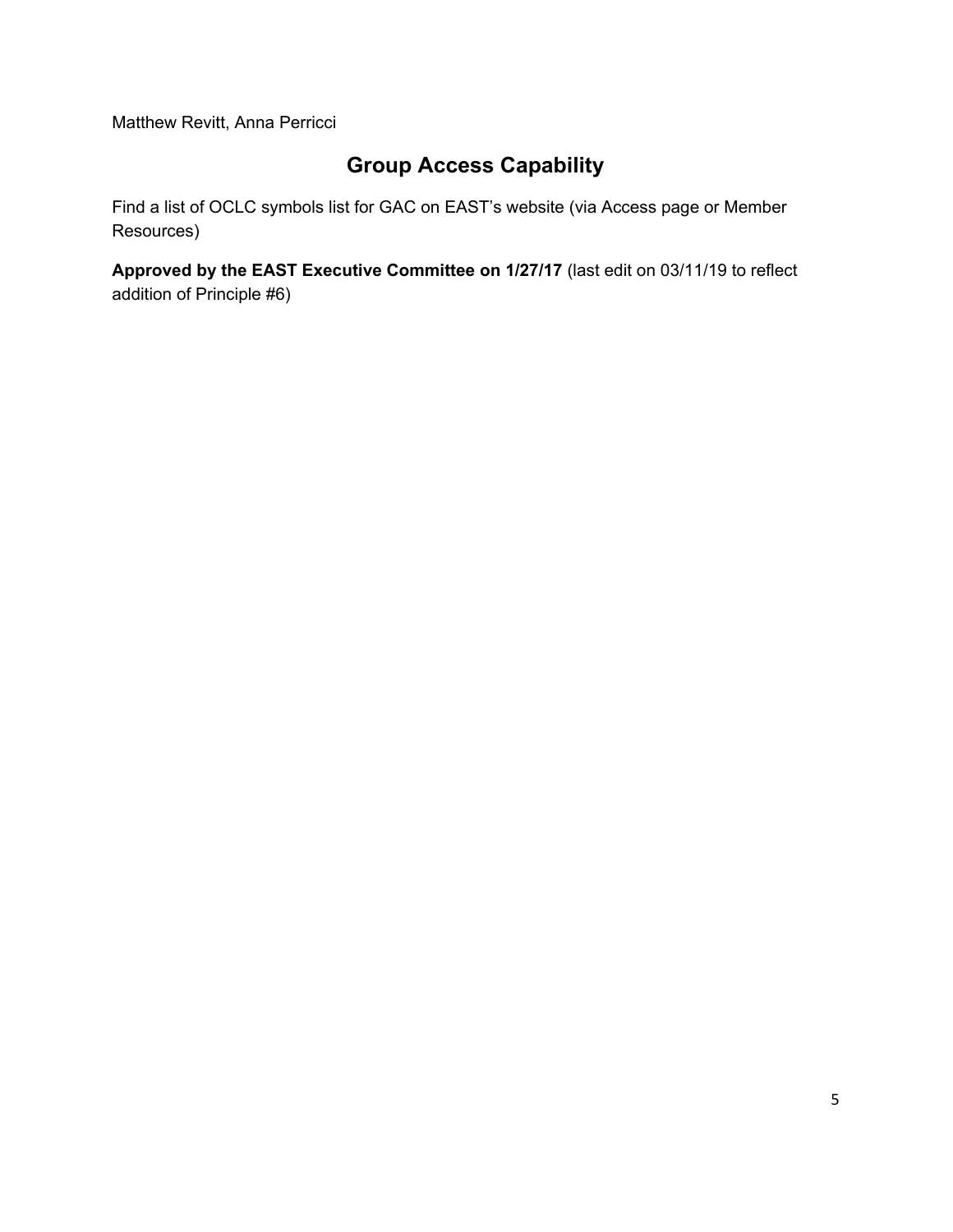Matthew Revitt, Anna Perricci

## Group Access Capability

Find a list of OCLC symbols list for GAC on EAST's website (via Access page or Member Resources)

**Approved by the EAST Executive Committee on 1/27/17** (last edit on 03/11/19 to reflect addition of Principle #6)